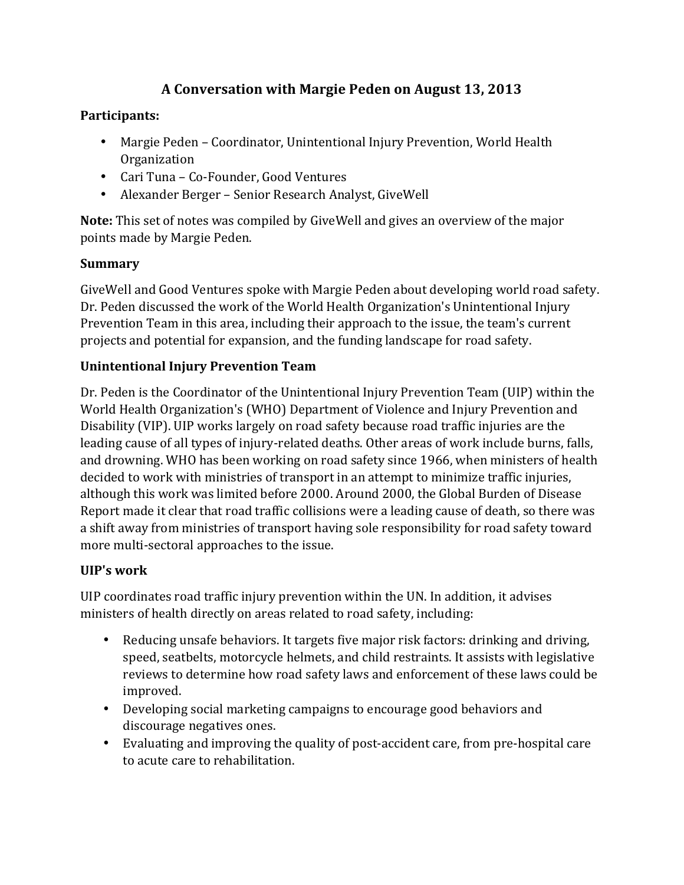# A Conversation with Margie Peden on August 13, 2013

**Participants:**

- Margie Peden – Coordinator, Unintentional Injury Prevention, World Health Organization
- Cari Tuna – Co-Founder, Good Ventures
- Alexander Berger – Senior Research Analyst, GiveWell

**Note:** This set of notes was compiled by GiveWell and gives an overview of the major points made by Margie Peden.

## Summary

GiveWell and Good Ventures spoke with Margie Peden about developing world road safety. Dr. Peden discussed the work of the World Health Organization's Unintentional Injury Prevention Team in this area, including their approach to the issue, the team's current projects and potential for expansion, and the funding landscape for road safety.

## Unintentional Injury Prevention Team

Dr. Peden is the Coordinator of the Unintentional Injury Prevention Team (UIP) within the World Health Organization's (WHO) Department of Violence and Injury Prevention and Disability (VIP). UIP works largely on road safety because road traffic injuries are the leading cause of all types of injury-related deaths. Other areas of work include burns, falls, and drowning. WHO has been working on road safety since 1966, when ministers of health decided to work with ministries of transport in an attempt to minimize traffic injuries, although this work was limited before 2000. Around 2000, the Global Burden of Disease Report made it clear that road traffic collisions were a leading cause of death, so there was a shift away from ministries of transport having sole responsibility for road safety toward more multi-sectoral approaches to the issue.

## UIP's work

UIP coordinates road traffic injury prevention within the UN. In addition, it advises ministers of health directly on areas related to road safety, including:

- Reducing unsafe behaviors. It targets five major risk factors: drinking and driving, speed, seatbelts, motorcycle helmets, and child restraints. It assists with legislative reviews to determine how road safety laws and enforcement of these laws could be improved.
- Developing social marketing campaigns to encourage good behaviors and discourage negatives ones.
- Evaluating and improving the quality of post-accident care, from pre-hospital care to acute care to rehabilitation.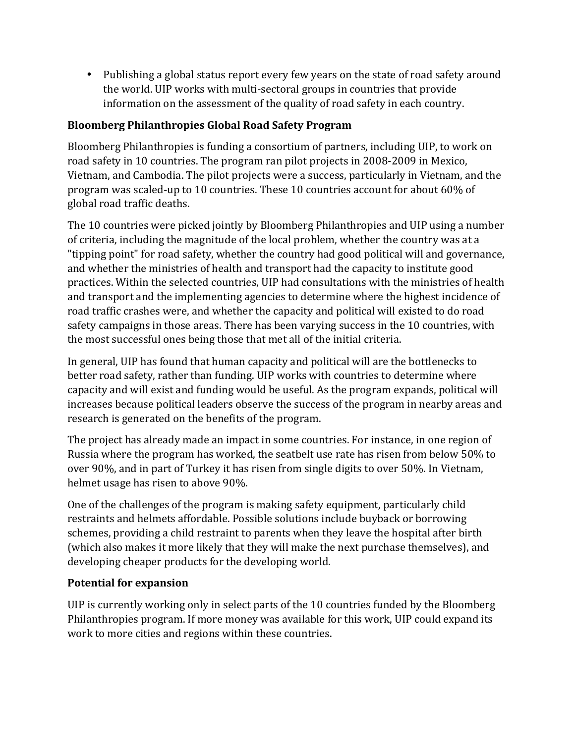- Publishing a global status report every few years on the state of road safety around the world. UIP works with multi-sectoral groups in countries that provide information on the assessment of the quality of road safety in each country.

**Bloomberg Philanthropies Global Road Safety Program**

Bloomberg Philanthropies is funding a consortium of partners, including UIP, to work on road safety in 10 countries. The program ran pilot projects in 2008-2009 in Mexico, Vietnam, and Cambodia. The pilot projects were a success, particularly in Vietnam, and the program was scaled-up to 10 countries. These 10 countries account for about 60% of global road traffic deaths.

The 10 countries were picked jointly by Bloomberg Philanthropies and UIP using a number of criteria, including the magnitude of the local problem, whether the country was at a "tipping point" for road safety, whether the country had good political will and governance, and whether the ministries of health and transport had the capacity to institute good practices. Within the selected countries, UIP had consultations with the ministries of health and transport and the implementing agencies to determine where the highest incidence of road traffic crashes were, and whether the capacity and political will existed to do road safety campaigns in those areas. There has been varying success in the 10 countries, with the most successful ones being those that met all of the initial criteria.

In general, UIP has found that human capacity and political will are the bottlenecks to better road safety, rather than funding. UIP works with countries to determine where capacity and will exist and funding would be useful. As the program expands, political will increases because political leaders observe the success of the program in nearby areas and research is generated on the benefits of the program.

The project has already made an impact in some countries. For instance, in one region of Russia where the program has worked, the seatbelt use rate has risen from below 50% to over 90%, and in part of Turkey it has risen from single digits to over 50%. In Vietnam, helmet usage has risen to above 90%.

One of the challenges of the program is making safety equipment, particularly child restraints and helmets affordable. Possible solutions include buyback or borrowing schemes, providing a child restraint to parents when they leave the hospital after birth (which also makes it more likely that they will make the next purchase themselves), and developing cheaper products for the developing world.

**Potential for expansion**

UIP is currently working only in select parts of the 10 countries funded by the Bloomberg Philanthropies program. If more money was available for this work, UIP could expand its work to more cities and regions within these countries.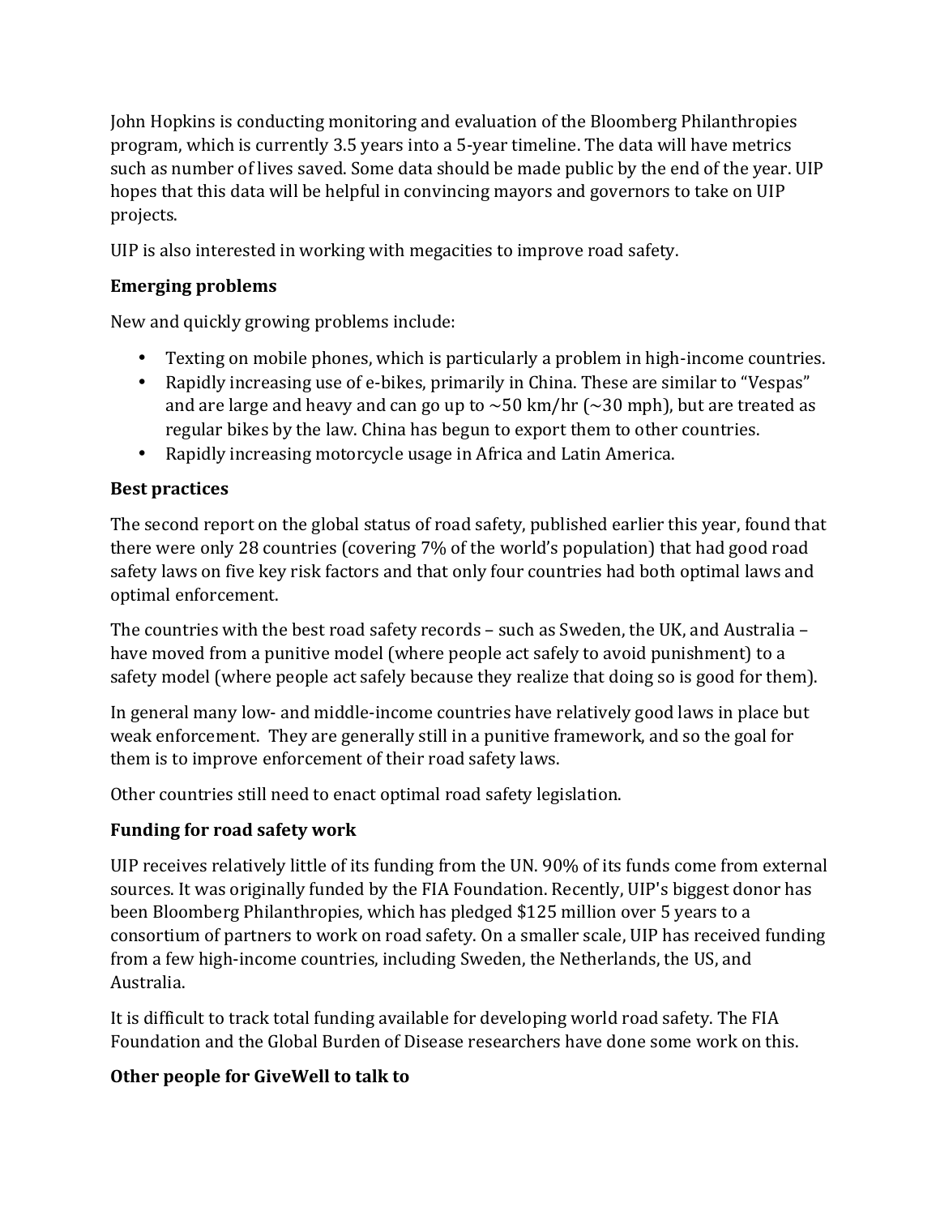John Hopkins is conducting monitoring and evaluation of the Bloomberg Philanthropies program, which is currently 3.5 years into a 5-year timeline. The data will have metrics such as number of lives saved. Some data should be made public by the end of the year. UIP hopes that this data will be helpful in convincing mayors and governors to take on UIP projects.

UIP is also interested in working with megacities to improve road safety.

**Emerging problems**

New and quickly growing problems include:

- Texting on mobile phones, which is particularly a problem in high-income countries.
- Rapidly increasing use of e-bikes, primarily in China. These are similar to "Vespas" and are large and heavy and can go up to ~50 km/hr (~30 mph), but are treated as regular bikes by the law. China has begun to export them to other countries.
- Rapidly increasing motorcycle usage in Africa and Latin America.

**Best practices**

The second report on the global status of road safety, published earlier this year, found that there were only 28 countries (covering 7% of the world's population) that had good road safety laws on five key risk factors and that only four countries had both optimal laws and optimal enforcement.

The countries with the best road safety records – such as Sweden, the UK, and Australia – have moved from a punitive model (where people act safely to avoid punishment) to a safety model (where people act safely because they realize that doing so is good for them).

In general many low- and middle-income countries have relatively good laws in place but weak enforcement. They are generally still in a punitive framework, and so the goal for them is to improve enforcement of their road safety laws.

Other countries still need to enact optimal road safety legislation.

**Funding for road safety work**

UIP receives relatively little of its funding from the UN. 90% of its funds come from external sources. It was originally funded by the FIA Foundation. Recently, UIP's biggest donor has been Bloomberg Philanthropies, which has pledged $125 million over 5 years to a consortium of partners to work on road safety. On a smaller scale, UIP has received funding from a few high-income countries, including Sweden, the Netherlands, the US, and Australia.

It is difficult to track total funding available for developing world road safety. The FIA Foundation and the Global Burden of Disease researchers have done some work on this.

**Other people for GiveWell to talk to**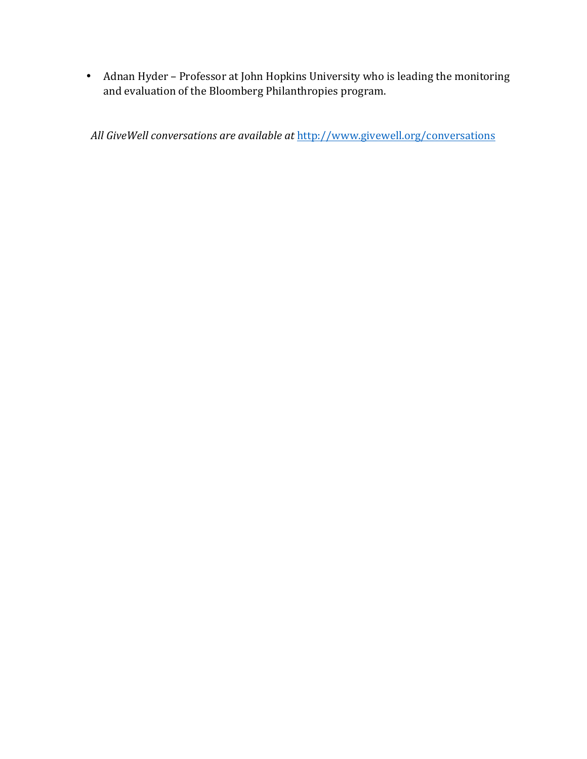- Adnan Hyder – Professor at John Hopkins University who is leading the monitoring and evaluation of the Bloomberg Philanthropies program.

*All GiveWell conversations are available at* http://www.givewell.org/conversations